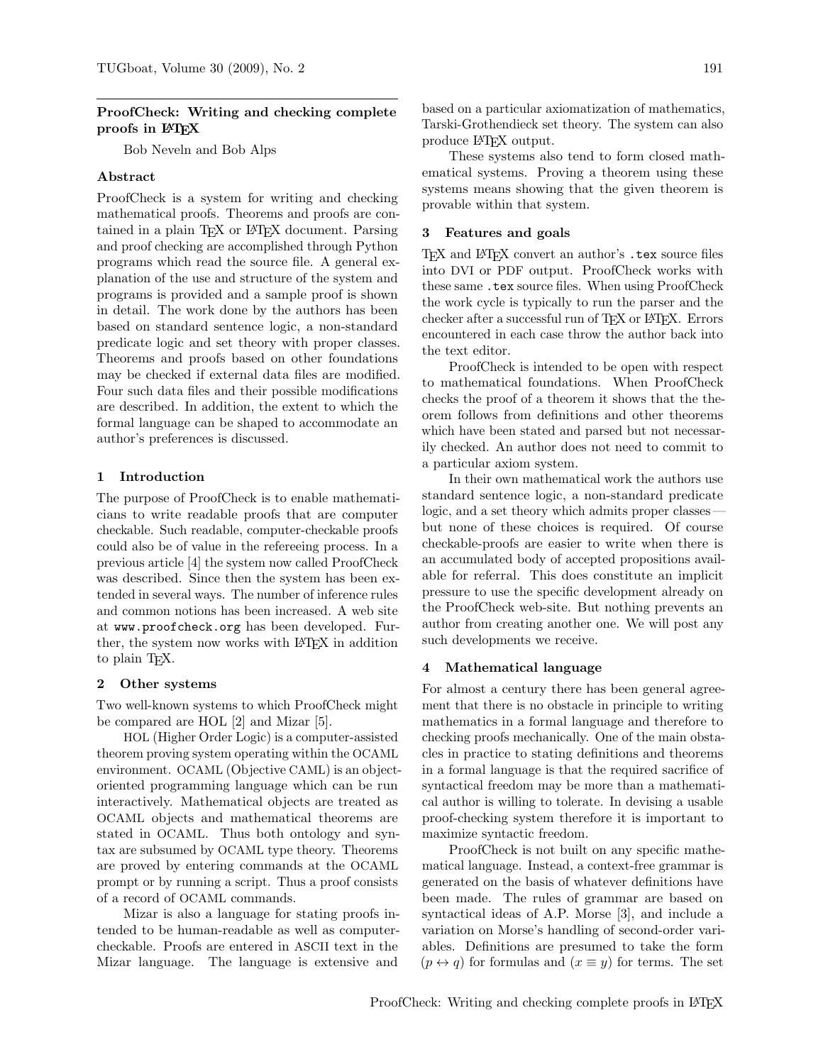## ProofCheck: Writing and checking complete proofs in LaTeX

Bob Neveln and Bob Alps

### Abstract

ProofCheck is a system for writing and checking mathematical proofs. Theorems and proofs are contained in a plain TeX or LaTeX document. Parsing and proof checking are accomplished through Python programs which read the source file. A general explanation of the use and structure of the system and programs is provided and a sample proof is shown in detail. The work done by the authors has been based on standard sentence logic, a non-standard predicate logic and set theory with proper classes. Theorems and proofs based on other foundations may be checked if external data files are modified. Four such data files and their possible modifications are described. In addition, the extent to which the formal language can be shaped to accommodate an author's preferences is discussed.

### 1 Introduction

The purpose of ProofCheck is to enable mathematicians to write readable proofs that are computer checkable. Such readable, computer-checkable proofs could also be of value in the refereeing process. In a previous article [4] the system now called ProofCheck was described. Since then the system has been extended in several ways. The number of inference rules and common notions has been increased. A web site at `www.proofcheck.org` has been developed. Further, the system now works with LaTeX in addition to plain TeX.

### 2 Other systems

Two well-known systems to which ProofCheck might be compared are HOL [2] and Mizar [5].

HOL (Higher Order Logic) is a computer-assisted theorem proving system operating within the OCAML environment. OCAML (Objective CAML) is an object-oriented programming language which can be run interactively. Mathematical objects are treated as OCAML objects and mathematical theorems are stated in OCAML. Thus both ontology and syntax are subsumed by OCAML type theory. Theorems are proved by entering commands at the OCAML prompt or by running a script. Thus a proof consists of a record of OCAML commands.

Mizar is also a language for stating proofs intended to be human-readable as well as computer-checkable. Proofs are entered in ASCII text in the Mizar language. The language is extensive and based on a particular axiomatization of mathematics, Tarski-Grothendieck set theory. The system can also produce LaTeX output.

These systems also tend to form closed mathematical systems. Proving a theorem using these systems means showing that the given theorem is provable within that system.

### 3 Features and goals

TeX and LaTeX convert an author's `.tex` source files into DVI or PDF output. ProofCheck works with these same `.tex` source files. When using ProofCheck the work cycle is typically to run the parser and the checker after a successful run of TeX or LaTeX. Errors encountered in each case throw the author back into the text editor.

ProofCheck is intended to be open with respect to mathematical foundations. When ProofCheck checks the proof of a theorem it shows that the theorem follows from definitions and other theorems which have been stated and parsed but not necessarily checked. An author does not need to commit to a particular axiom system.

In their own mathematical work the authors use standard sentence logic, a non-standard predicate logic, and a set theory which admits proper classes — but none of these choices is required. Of course checkable-proofs are easier to write when there is an accumulated body of accepted propositions available for referral. This does constitute an implicit pressure to use the specific development already on the ProofCheck web-site. But nothing prevents an author from creating another one. We will post any such developments we receive.

### 4 Mathematical language

For almost a century there has been general agreement that there is no obstacle in principle to writing mathematics in a formal language and therefore to checking proofs mechanically. One of the main obstacles in practice to stating definitions and theorems in a formal language is that the required sacrifice of syntactical freedom may be more than a mathematical author is willing to tolerate. In devising a usable proof-checking system therefore it is important to maximize syntactic freedom.

ProofCheck is not built on any specific mathematical language. Instead, a context-free grammar is generated on the basis of whatever definitions have been made. The rules of grammar are based on syntactical ideas of A.P. Morse [3], and include a variation on Morse's handling of second-order variables. Definitions are presumed to take the form $(p \leftrightarrow q)$ for formulas and $(x \equiv y)$ for terms. The set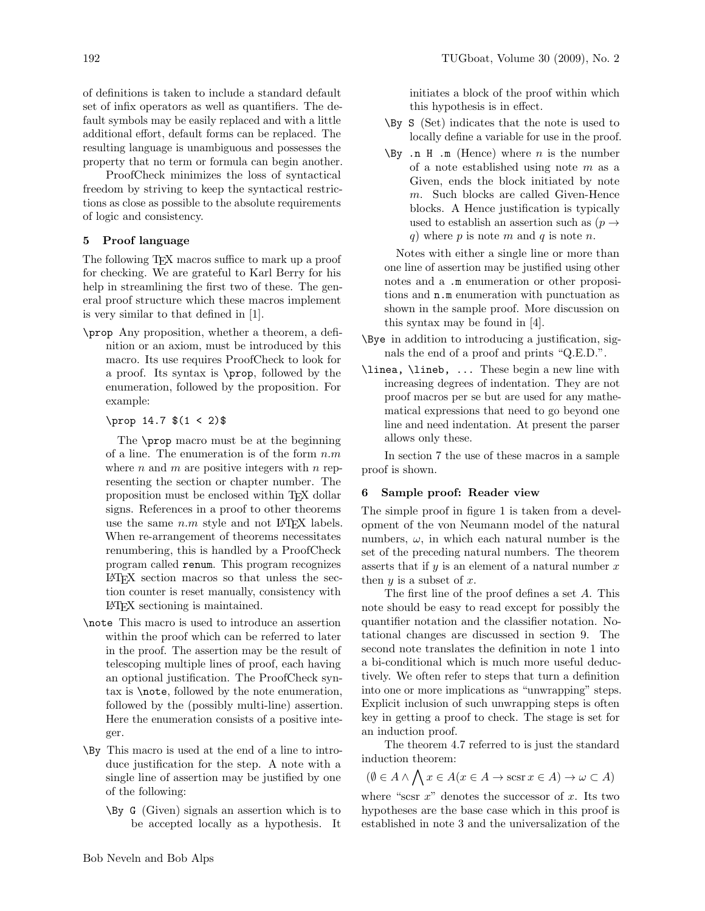of definitions is taken to include a standard default set of infix operators as well as quantifiers. The default symbols may be easily replaced and with a little additional effort, default forms can be replaced. The resulting language is unambiguous and possesses the property that no term or formula can begin another.

ProofCheck minimizes the loss of syntactical freedom by striving to keep the syntactical restrictions as close as possible to the absolute requirements of logic and consistency.

## 5 Proof language

The following TeX macros suffice to mark up a proof for checking. We are grateful to Karl Berry for his help in streamlining the first two of these. The general proof structure which these macros implement is very similar to that defined in [1].

`\prop` Any proposition, whether a theorem, a definition or an axiom, must be introduced by this macro. Its use requires ProofCheck to look for a proof. Its syntax is `\prop`, followed by the enumeration, followed by the proposition. For example:

```
\prop 14.7 $(1 < 2)$
```

The `\prop` macro must be at the beginning of a line. The enumeration is of the form $n.m$ where $n$ and $m$ are positive integers with $n$ representing the section or chapter number. The proposition must be enclosed within TeX dollar signs. References in a proof to other theorems use the same $n.m$ style and not LaTeX labels. When re-arrangement of theorems necessitates renumbering, this is handled by a ProofCheck program called `renum`. This program recognizes LaTeX section macros so that unless the section counter is reset manually, consistency with LaTeX sectioning is maintained.

`\note` This macro is used to introduce an assertion within the proof which can be referred to later in the proof. The assertion may be the result of telescoping multiple lines of proof, each having an optional justification. The ProofCheck syntax is `\note`, followed by the note enumeration, followed by the (possibly multi-line) assertion. Here the enumeration consists of a positive integer.

`\By` This macro is used at the end of a line to introduce justification for the step. A note with a single line of assertion may be justified by one of the following:

`\By G` (Given) signals an assertion which is to be accepted locally as a hypothesis. It initiates a block of the proof within which this hypothesis is in effect.

`\By S` (Set) indicates that the note is used to locally define a variable for use in the proof.

`\By .n H .m` (Hence) where $n$ is the number of a note established using note $m$ as a Given, ends the block initiated by note $m$. Such blocks are called Given-Hence blocks. A Hence justification is typically used to establish an assertion such as $(p \to q)$ where $p$ is note $m$ and $q$ is note $n$.

Notes with either a single line or more than one line of assertion may be justified using other notes and a `.m` enumeration or other propositions and `n.m` enumeration with punctuation as shown in the sample proof. More discussion on this syntax may be found in [4].

`\Bye` in addition to introducing a justification, signals the end of a proof and prints "Q.E.D.".

`\linea, \lineb, ...` These begin a new line with increasing degrees of indentation. They are not proof macros per se but are used for any mathematical expressions that need to go beyond one line and need indentation. At present the parser allows only these.

In section 7 the use of these macros in a sample proof is shown.

## 6 Sample proof: Reader view

The simple proof in figure 1 is taken from a development of the von Neumann model of the natural numbers, $\omega$, in which each natural number is the set of the preceding natural numbers. The theorem asserts that if $y$ is an element of a natural number $x$ then $y$ is a subset of $x$.

The first line of the proof defines a set $A$. This note should be easy to read except for possibly the quantifier notation and the classifier notation. Notational changes are discussed in section 9. The second note translates the definition in note 1 into a bi-conditional which is much more useful deductively. We often refer to steps that turn a definition into one or more implications as "unwrapping" steps. Explicit inclusion of such unwrapping steps is often key in getting a proof to check. The stage is set for an induction proof.

The theorem 4.7 referred to is just the standard induction theorem:

$$(\emptyset \in A \wedge \bigwedge x \in A(x \in A \to \mathrm{scsr}\, x \in A) \to \omega \subset A)$$

where "scsr $x$" denotes the successor of $x$. Its two hypotheses are the base case which in this proof is established in note 3 and the universalization of the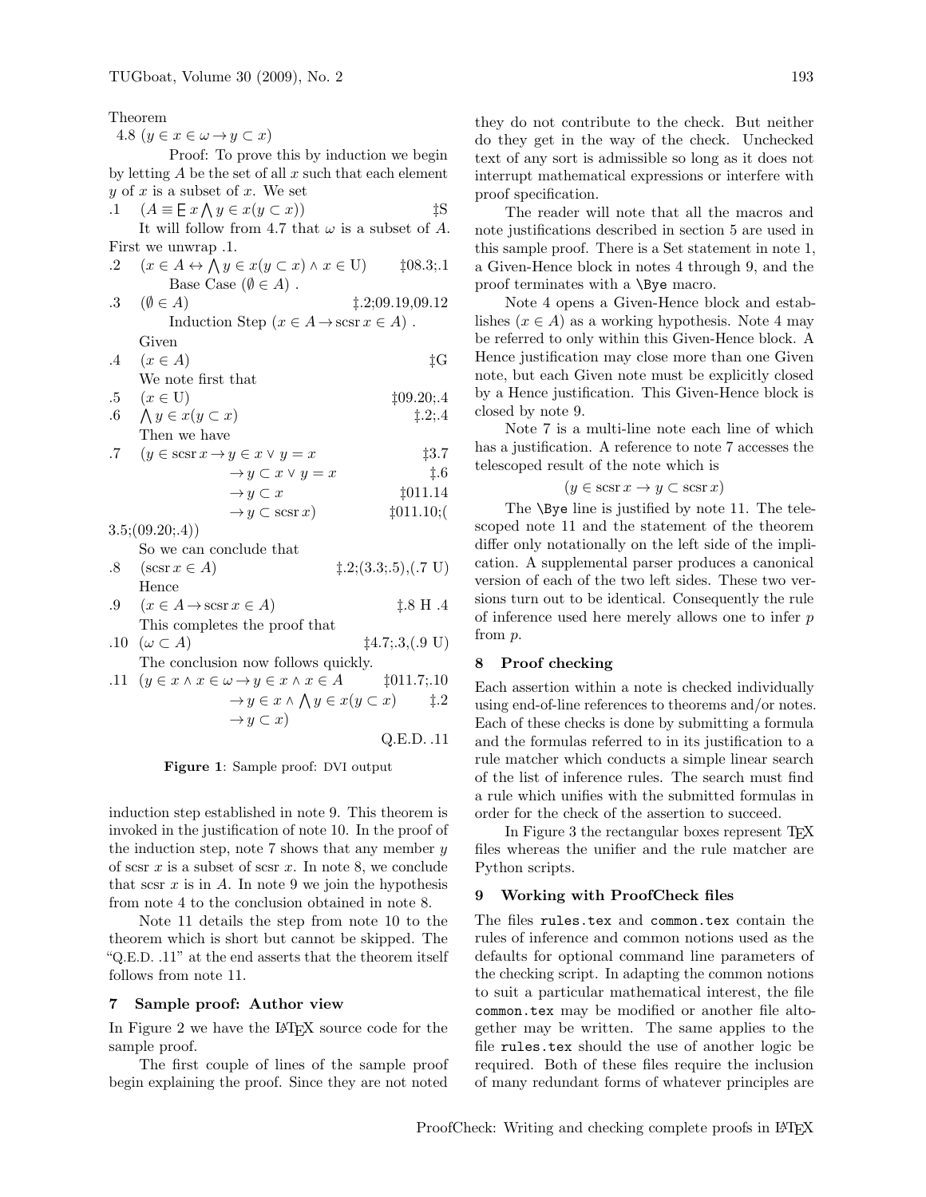Theorem

4.8 $(y \in x \in \omega \rightarrow y \subset x)$

Proof: To prove this by induction we begin by letting $A$ be the set of all $x$ such that each element $y$ of $x$ is a subset of $x$. We set

.1 $\quad (A \equiv \mathsf{E}\, x \bigwedge y \in x(y \subset x))$ ‡S

It will follow from 4.7 that $\omega$ is a subset of $A$. First we unwrap .1.

.2 $\quad (x \in A \leftrightarrow \bigwedge y \in x(y \subset x) \wedge x \in \mathrm{U})$ ‡08.3;.1

Base Case $(\emptyset \in A)$ .

.3 $\quad (\emptyset \in A)$ ‡.2;09.19,09.12

Induction Step $(x \in A \rightarrow \mathrm{scsr}\, x \in A)$ .

Given

.4 $\quad (x \in A)$ ‡G

We note first that

.5 $\quad (x \in \mathrm{U})$ ‡09.20;.4

.6 $\quad \bigwedge y \in x(y \subset x)$ ‡.2;.4

Then we have

.7 $\quad (y \in \mathrm{scsr}\, x \rightarrow y \in x \vee y = x$ ‡3.7

$\rightarrow y \subset x \vee y = x$ ‡.6

$\rightarrow y \subset x$ ‡011.14

$\rightarrow y \subset \mathrm{scsr}\, x)$ ‡011.10;(3.5;(09.20;.4))

So we can conclude that

.8 $\quad (\mathrm{scsr}\, x \in A)$ ‡.2;(3.3;.5),(.7 U)

Hence

.9 $\quad (x \in A \rightarrow \mathrm{scsr}\, x \in A)$ ‡.8 H .4

This completes the proof that

.10 $\quad (\omega \subset A)$ ‡4.7;.3,(.9 U)

The conclusion now follows quickly.

.11 $\quad (y \in x \wedge x \in \omega \rightarrow y \in x \wedge x \in A$ ‡011.7;.10

$\rightarrow y \in x \wedge \bigwedge y \in x(y \subset x)$ ‡.2

$\rightarrow y \subset x)$

Q.E.D. .11

**Figure 1**: Sample proof: DVI output

induction step established in note 9. This theorem is invoked in the justification of note 10. In the proof of the induction step, note 7 shows that any member $y$ of scsr $x$ is a subset of scsr $x$. In note 8, we conclude that scsr $x$ is in $A$. In note 9 we join the hypothesis from note 4 to the conclusion obtained in note 8.

Note 11 details the step from note 10 to the theorem which is short but cannot be skipped. The "Q.E.D. .11" at the end asserts that the theorem itself follows from note 11.

## 7 Sample proof: Author view

In Figure 2 we have the LaTeX source code for the sample proof.

The first couple of lines of the sample proof begin explaining the proof. Since they are not noted they do not contribute to the check. But neither do they get in the way of the check. Unchecked text of any sort is admissible so long as it does not interrupt mathematical expressions or interfere with proof specification.

The reader will note that all the macros and note justifications described in section 5 are used in this sample proof. There is a Set statement in note 1, a Given-Hence block in notes 4 through 9, and the proof terminates with a \Bye macro.

Note 4 opens a Given-Hence block and establishes $(x \in A)$ as a working hypothesis. Note 4 may be referred to only within this Given-Hence block. A Hence justification may close more than one Given note, but each Given note must be explicitly closed by a Hence justification. This Given-Hence block is closed by note 9.

Note 7 is a multi-line note each line of which has a justification. A reference to note 7 accesses the telescoped result of the note which is

$$(y \in \mathrm{scsr}\, x \rightarrow y \subset \mathrm{scsr}\, x)$$

The \Bye line is justified by note 11. The telescoped note 11 and the statement of the theorem differ only notationally on the left side of the implication. A supplemental parser produces a canonical version of each of the two left sides. These two versions turn out to be identical. Consequently the rule of inference used here merely allows one to infer $p$ from $p$.

## 8 Proof checking

Each assertion within a note is checked individually using end-of-line references to theorems and/or notes. Each of these checks is done by submitting a formula and the formulas referred to in its justification to a rule matcher which conducts a simple linear search of the list of inference rules. The search must find a rule which unifies with the submitted formulas in order for the check of the assertion to succeed.

In Figure 3 the rectangular boxes represent TeX files whereas the unifier and the rule matcher are Python scripts.

## 9 Working with ProofCheck files

The files `rules.tex` and `common.tex` contain the rules of inference and common notions used as the defaults for optional command line parameters of the checking script. In adapting the common notions to suit a particular mathematical interest, the file `common.tex` may be modified or another file altogether may be written. The same applies to the file `rules.tex` should the use of another logic be required. Both of these files require the inclusion of many redundant forms of whatever principles are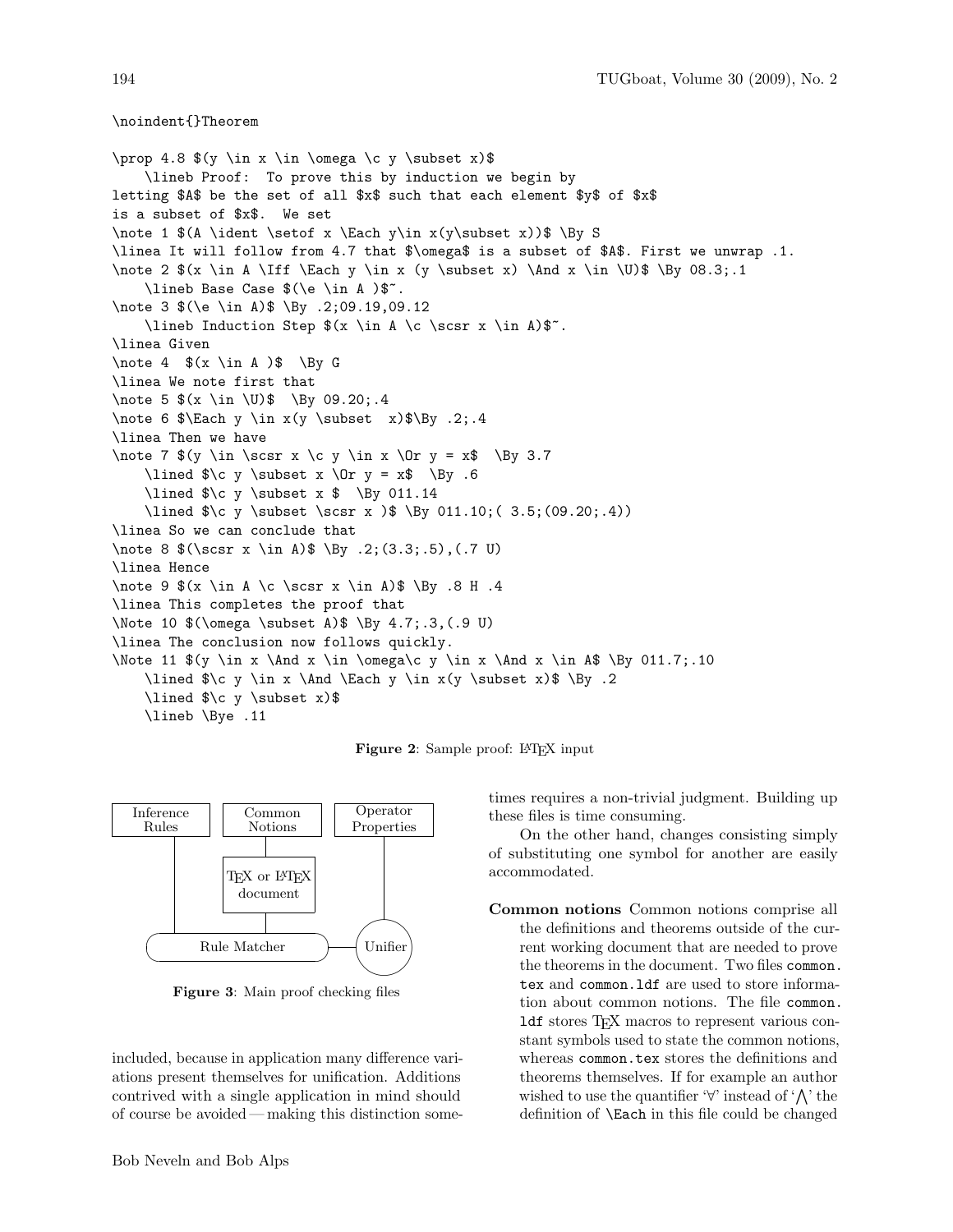```
\noindent{}Theorem

\prop 4.8 $(y \in x \in \omega \c y \subset x)$
    \lineb Proof:  To prove this by induction we begin by
letting $A$ be the set of all $x$ such that each element $y$ of $x$
is a subset of $x$.  We set
\note 1 $(A \ident \setof x \Each y\in x(y\subset x))$ \By S
\linea It will follow from 4.7 that $\omega$ is a subset of $A$. First we unwrap .1.
\note 2 $(x \in A \Iff \Each y \in x (y \subset x) \And x \in \U)$ \By 08.3;.1
    \lineb Base Case $(\e \in A )$~.
\note 3 $(\e \in A)$ \By .2;09.19,09.12
    \lineb Induction Step $(x \in A \c \scsr x \in A)$~.
\linea Given
\note 4  $(x \in A )$  \By G
\linea We note first that
\note 5 $(x \in \U)$  \By 09.20;.4
\note 6 $\Each y \in x(y \subset  x)$\By .2;.4
\linea Then we have
\note 7 $(y \in \scsr x \c y \in x \Or y = x$  \By 3.7
    \lined $\c y \subset x \Or y = x$  \By .6
    \lined $\c y \subset x $  \By 011.14
    \lined $\c y \subset \scsr x )$ \By 011.10;( 3.5;(09.20;.4))
\linea So we can conclude that
\note 8 $(\scsr x \in A)$ \By .2;(3.3;.5),(.7 U)
\linea Hence
\note 9 $(x \in A \c \scsr x \in A)$ \By .8 H .4
\linea This completes the proof that
\Note 10 $(\omega \subset A)$ \By 4.7;.3,(.9 U)
\linea The conclusion now follows quickly.
\Note 11 $(y \in x \And x \in \omega\c y \in x \And x \in A$ \By 011.7;.10
    \lined $\c y \in x \And \Each y \in x(y \subset x)$ \By .2
    \lined $\c y \subset x)$
    \lineb \Bye .11
```

**Figure 2**: Sample proof: LaTeX input

| Inference Rules | Common Notions | Operator Properties |
|---|---|---|
| | TeX or LaTeX document | |
| Rule Matcher | | Unifier |

**Figure 3**: Main proof checking files

included, because in application many difference variations present themselves for unification. Additions contrived with a single application in mind should of course be avoided — making this distinction sometimes requires a non-trivial judgment. Building up these files is time consuming.

On the other hand, changes consisting simply of substituting one symbol for another are easily accommodated.

**Common notions** Common notions comprise all the definitions and theorems outside of the current working document that are needed to prove the theorems in the document. Two files `common.tex` and `common.ldf` are used to store information about common notions. The file `common.ldf` stores TeX macros to represent various constant symbols used to state the common notions, whereas `common.tex` stores the definitions and theorems themselves. If for example an author wished to use the quantifier '$\forall$' instead of '$\bigwedge$' the definition of `\Each` in this file could be changed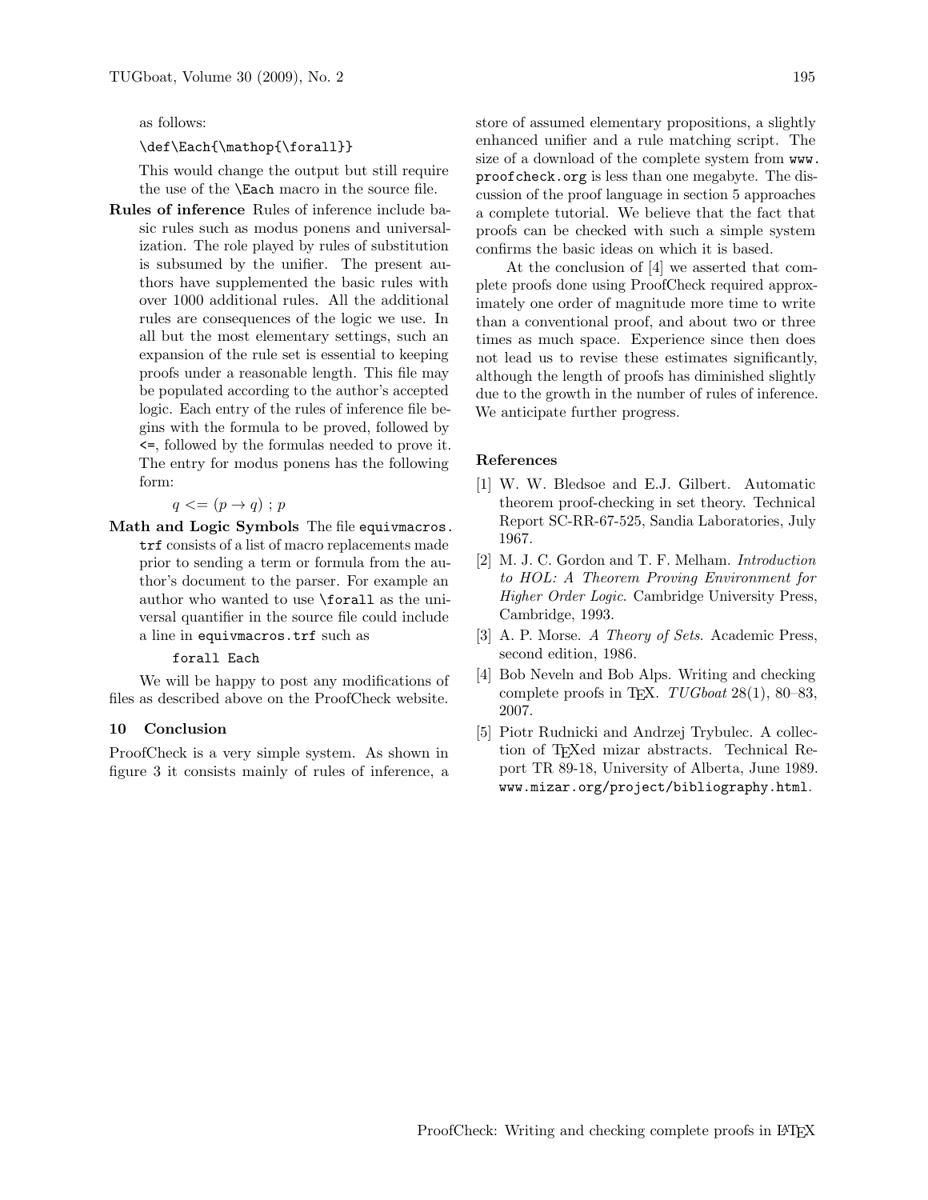as follows:

```
\def\Each{\mathop{\forall}}
```

This would change the output but still require the use of the `\Each` macro in the source file.

**Rules of inference** Rules of inference include basic rules such as modus ponens and universalization. The role played by rules of substitution is subsumed by the unifier. The present authors have supplemented the basic rules with over 1000 additional rules. All the additional rules are consequences of the logic we use. In all but the most elementary settings, such an expansion of the rule set is essential to keeping proofs under a reasonable length. This file may be populated according to the author's accepted logic. Each entry of the rules of inference file begins with the formula to be proved, followed by `<=`, followed by the formulas needed to prove it. The entry for modus ponens has the following form:

$q <= (p \to q)\ ;\ p$

**Math and Logic Symbols** The file `equivmacros.trf` consists of a list of macro replacements made prior to sending a term or formula from the author's document to the parser. For example an author who wanted to use `\forall` as the universal quantifier in the source file could include a line in `equivmacros.trf` such as

```
forall Each
```

We will be happy to post any modifications of files as described above on the ProofCheck website.

## 10 Conclusion

ProofCheck is a very simple system. As shown in figure 3 it consists mainly of rules of inference, a store of assumed elementary propositions, a slightly enhanced unifier and a rule matching script. The size of a download of the complete system from `www.proofcheck.org` is less than one megabyte. The discussion of the proof language in section 5 approaches a complete tutorial. We believe that the fact that proofs can be checked with such a simple system confirms the basic ideas on which it is based.

At the conclusion of [4] we asserted that complete proofs done using ProofCheck required approximately one order of magnitude more time to write than a conventional proof, and about two or three times as much space. Experience since then does not lead us to revise these estimates significantly, although the length of proofs has diminished slightly due to the growth in the number of rules of inference. We anticipate further progress.

### References

[1] W. W. Bledsoe and E.J. Gilbert. Automatic theorem proof-checking in set theory. Technical Report SC-RR-67-525, Sandia Laboratories, July 1967.

[2] M. J. C. Gordon and T. F. Melham. *Introduction to HOL: A Theorem Proving Environment for Higher Order Logic*. Cambridge University Press, Cambridge, 1993.

[3] A. P. Morse. *A Theory of Sets*. Academic Press, second edition, 1986.

[4] Bob Neveln and Bob Alps. Writing and checking complete proofs in TeX. *TUGboat* 28(1), 80–83, 2007.

[5] Piotr Rudnicki and Andrzej Trybulec. A collection of TeXed mizar abstracts. Technical Report TR 89-18, University of Alberta, June 1989. `www.mizar.org/project/bibliography.html`.